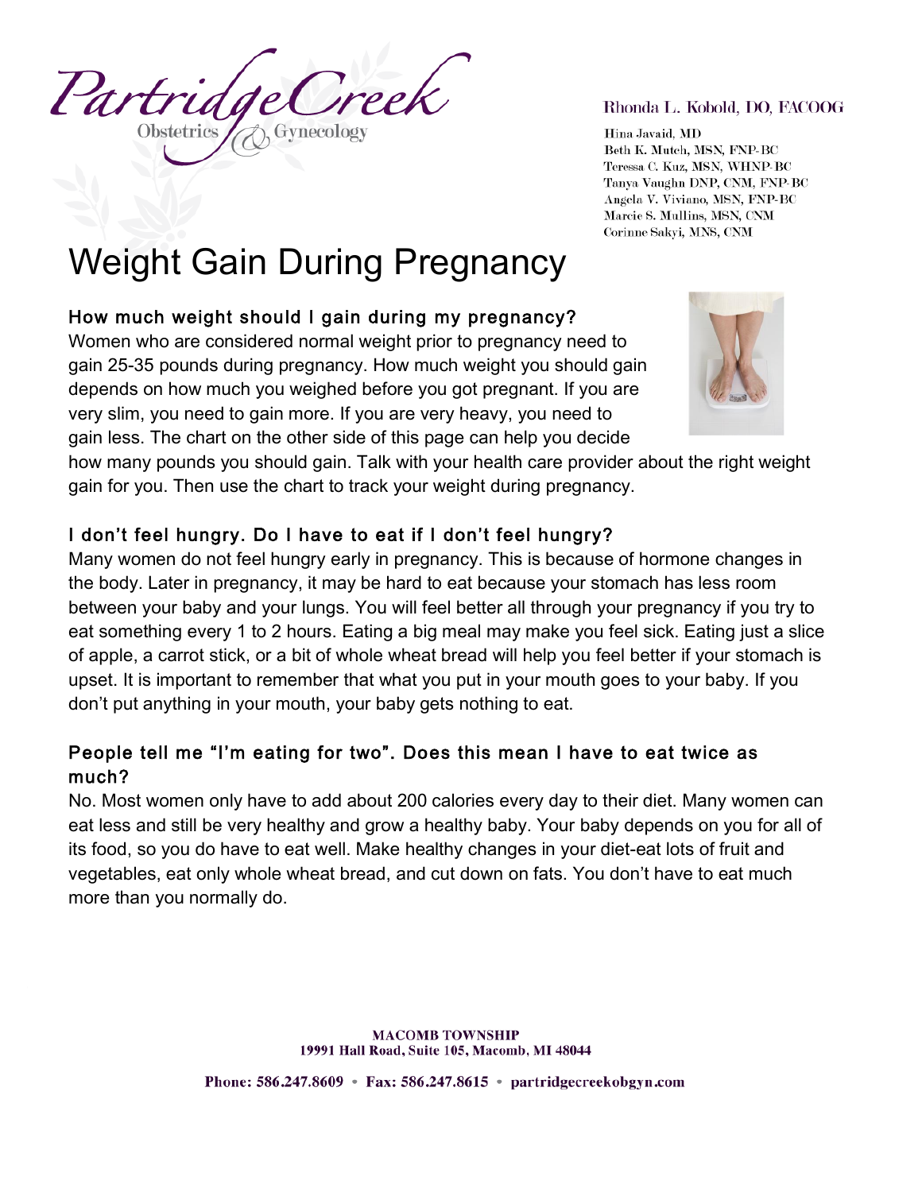Partridge Creek Obstetrics & Gynecology

Rhonda L. Kobold, DO, FACOOG

Hina Javaid, MD
Beth K. Mutch, MSN, FNP-BC
Teressa C. Kuz, MSN, WHNP-BC
Tanya Vaughn DNP, CNM, FNP-BC
Angela V. Viviano, MSN, FNP-BC
Marcie S. Mullins, MSN, CNM
Corinne Sakyi, MNS, CNM

# Weight Gain During Pregnancy

### How much weight should I gain during my pregnancy?

Women who are considered normal weight prior to pregnancy need to gain 25-35 pounds during pregnancy. How much weight you should gain depends on how much you weighed before you got pregnant. If you are very slim, you need to gain more. If you are very heavy, you need to gain less. The chart on the other side of this page can help you decide how many pounds you should gain. Talk with your health care provider about the right weight gain for you. Then use the chart to track your weight during pregnancy.

### I don't feel hungry. Do I have to eat if I don't feel hungry?

Many women do not feel hungry early in pregnancy. This is because of hormone changes in the body. Later in pregnancy, it may be hard to eat because your stomach has less room between your baby and your lungs. You will feel better all through your pregnancy if you try to eat something every 1 to 2 hours. Eating a big meal may make you feel sick. Eating just a slice of apple, a carrot stick, or a bit of whole wheat bread will help you feel better if your stomach is upset. It is important to remember that what you put in your mouth goes to your baby. If you don't put anything in your mouth, your baby gets nothing to eat.

### People tell me "I'm eating for two". Does this mean I have to eat twice as much?

No. Most women only have to add about 200 calories every day to their diet. Many women can eat less and still be very healthy and grow a healthy baby. Your baby depends on you for all of its food, so you do have to eat well. Make healthy changes in your diet-eat lots of fruit and vegetables, eat only whole wheat bread, and cut down on fats. You don't have to eat much more than you normally do.

MACOMB TOWNSHIP
19991 Hall Road, Suite 105, Macomb, MI 48044

Phone: 586.247.8609 • Fax: 586.247.8615 • partridgecreekobgyn.com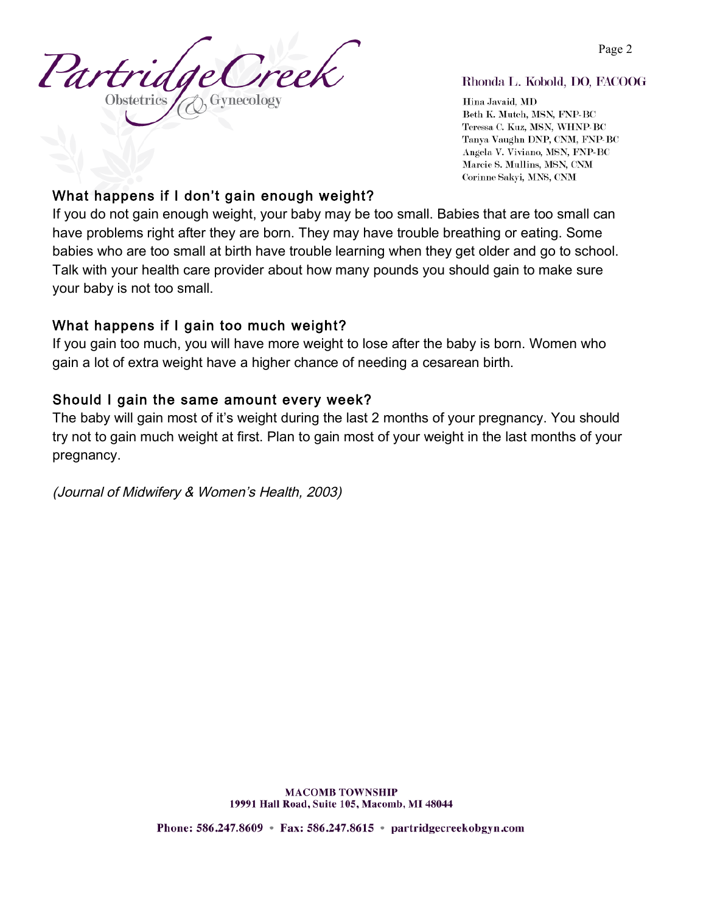## What happens if I don't gain enough weight?

If you do not gain enough weight, your baby may be too small. Babies that are too small can have problems right after they are born. They may have trouble breathing or eating. Some babies who are too small at birth have trouble learning when they get older and go to school. Talk with your health care provider about how many pounds you should gain to make sure your baby is not too small.

## What happens if I gain too much weight?

If you gain too much, you will have more weight to lose after the baby is born. Women who gain a lot of extra weight have a higher chance of needing a cesarean birth.

## Should I gain the same amount every week?

The baby will gain most of it's weight during the last 2 months of your pregnancy. You should try not to gain much weight at first. Plan to gain most of your weight in the last months of your pregnancy.

*(Journal of Midwifery & Women's Health, 2003)*